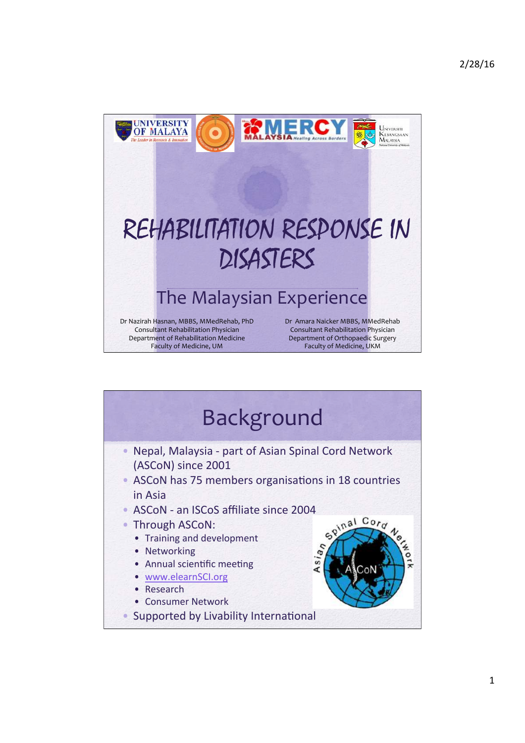# REHABILITATION RESPONSE IN DISASTERS

## The Malaysian Experience

Dr Nazirah Hasnan, MBBS, MMedRehab, PhD
Consultant Rehabilitation Physician
Department of Rehabilitation Medicine
Faculty of Medicine, UM

Dr Amara Naicker MBBS, MMedRehab
Consultant Rehabilitation Physician
Department of Orthopaedic Surgery
Faculty of Medicine, UKM

# Background

- Nepal, Malaysia - part of Asian Spinal Cord Network (ASCoN) since 2001
- ASCoN has 75 members organisations in 18 countries in Asia
- ASCoN - an ISCoS affiliate since 2004
- Through ASCoN:
  - Training and development
  - Networking
  - Annual scientific meeting
  - www.elearnSCI.org
  - Research
  - Consumer Network
- Supported by Livability International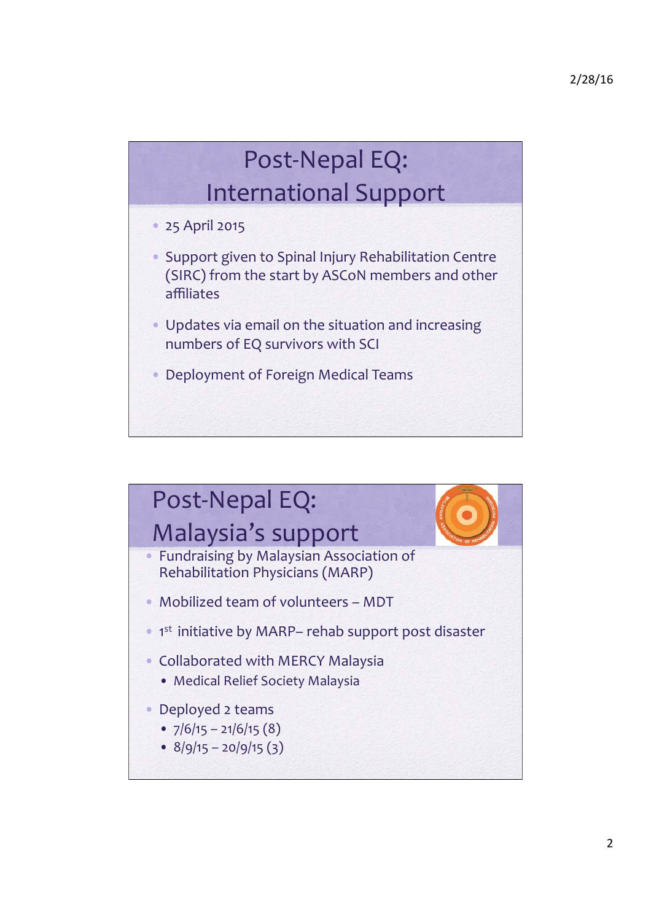## Post-Nepal EQ: International Support

- 25 April 2015
- Support given to Spinal Injury Rehabilitation Centre (SIRC) from the start by ASCoN members and other affiliates
- Updates via email on the situation and increasing numbers of EQ survivors with SCI
- Deployment of Foreign Medical Teams

## Post-Nepal EQ: Malaysia's support

- Fundraising by Malaysian Association of Rehabilitation Physicians (MARP)
- Mobilized team of volunteers – MDT
- 1st initiative by MARP– rehab support post disaster
- Collaborated with MERCY Malaysia
  - Medical Relief Society Malaysia
- Deployed 2 teams
  - 7/6/15 – 21/6/15 (8)
  - 8/9/15 – 20/9/15 (3)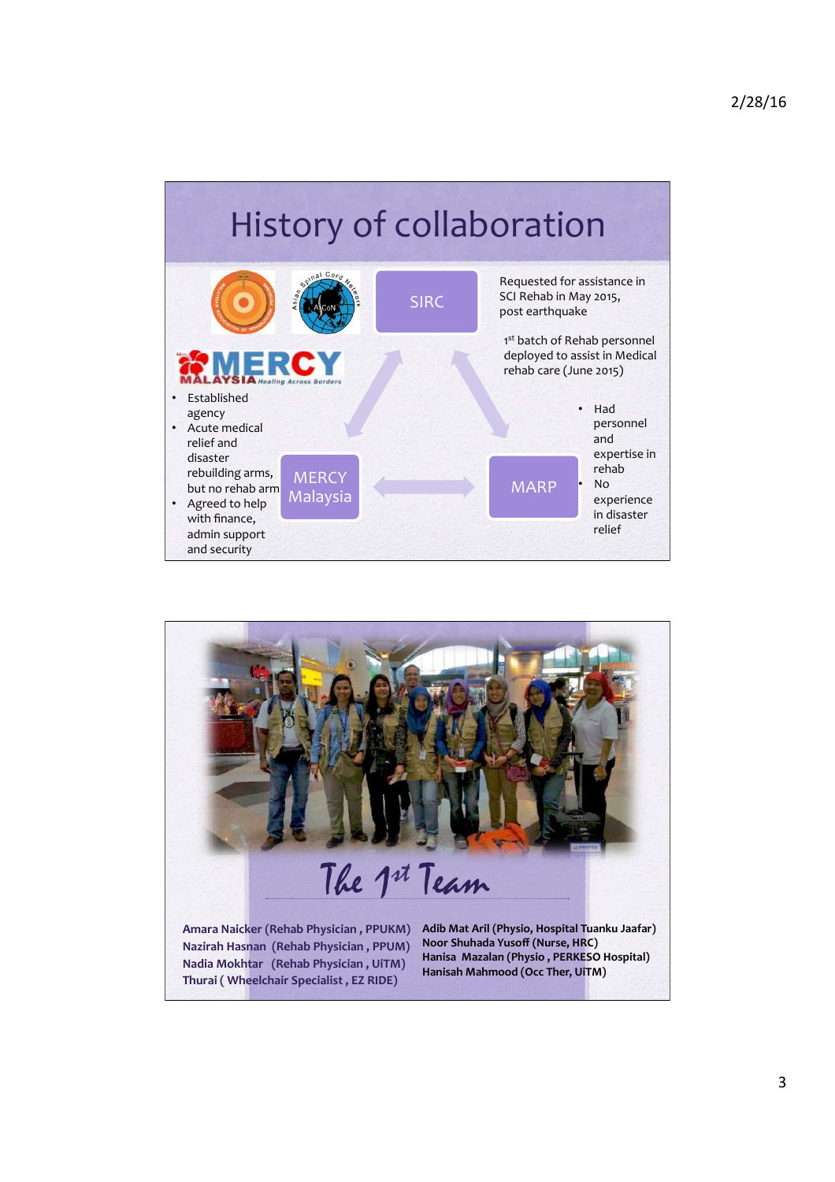# History of collaboration

**SIRC**

Requested for assistance in SCI Rehab in May 2015, post earthquake

1st batch of Rehab personnel deployed to assist in Medical rehab care (June 2015)

**MERCY Malaysia**

- Established agency
- Acute medical relief and disaster rebuilding arms, but no rehab arm
- Agreed to help with finance, admin support and security

**MARP**

- Had personnel and expertise in rehab
- No experience in disaster relief

# The 1st Team

Amara Naicker (Rehab Physician , PPUKM)
Nazirah Hasnan (Rehab Physician , PPUM)
Nadia Mokhtar (Rehab Physician , UiTM)
Thurai ( Wheelchair Specialist , EZ RIDE)

**Adib Mat Aril (Physio, Hospital Tuanku Jaafar)**
**Noor Shuhada Yusoff (Nurse, HRC)**
**Hanisa Mazalan (Physio , PERKESO Hospital)**
**Hanisah Mahmood (Occ Ther, UiTM)**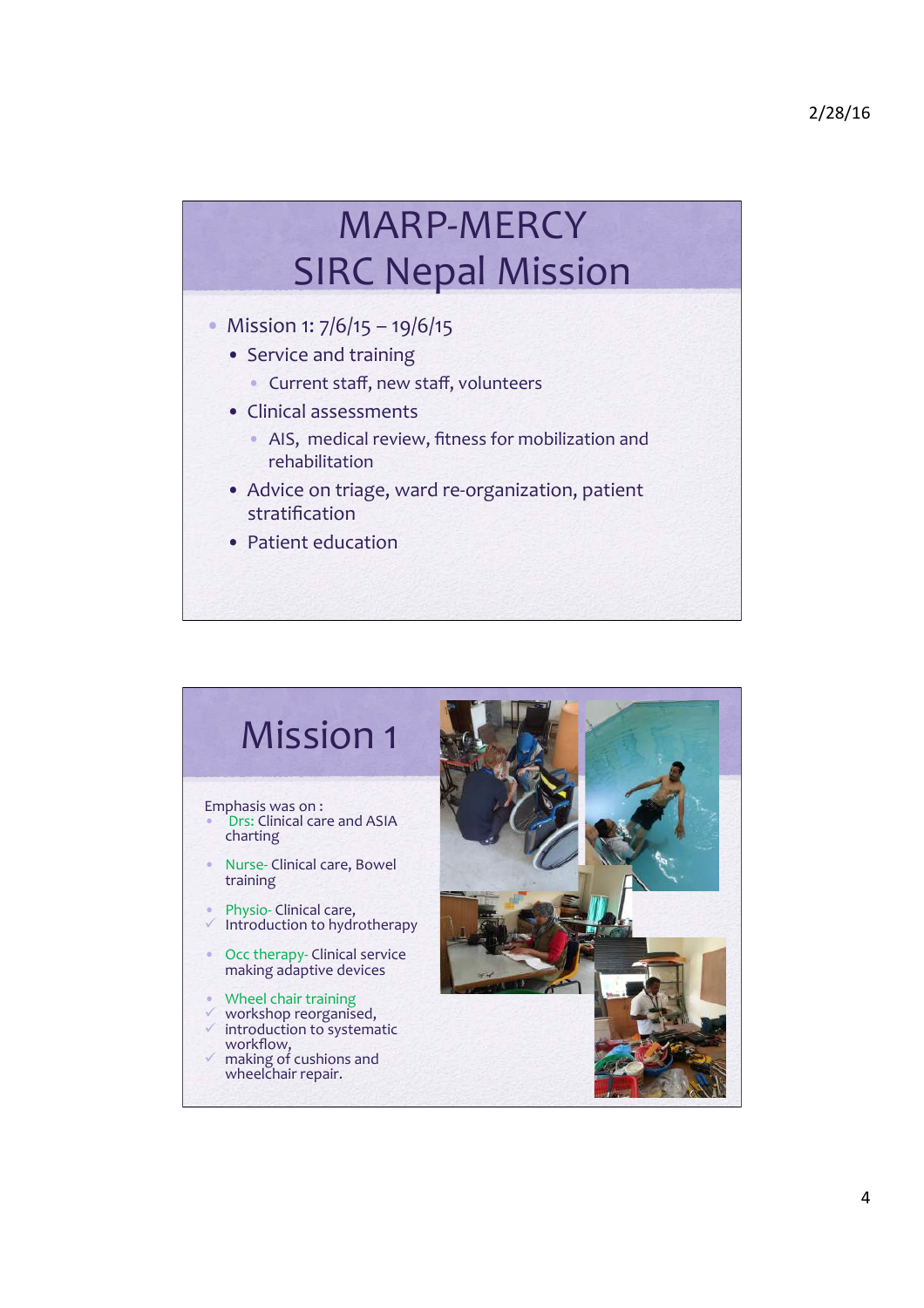# MARP-MERCY SIRC Nepal Mission

- Mission 1: 7/6/15 – 19/6/15
  - Service and training
    - Current staff, new staff, volunteers
  - Clinical assessments
    - AIS, medical review, fitness for mobilization and rehabilitation
  - Advice on triage, ward re-organization, patient stratification
  - Patient education

# Mission 1

Emphasis was on :

- Drs: Clinical care and ASIA charting
- Nurse- Clinical care, Bowel training
- Physio- Clinical care,
  - ✓ Introduction to hydrotherapy
- Occ therapy- Clinical service making adaptive devices
- Wheel chair training
  - ✓ workshop reorganised,
  - ✓ introduction to systematic workflow,
  - ✓ making of cushions and wheelchair repair.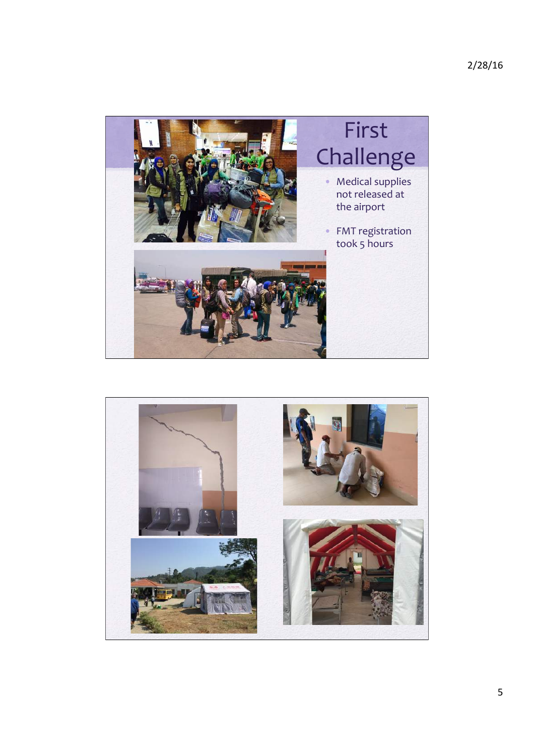# First Challenge

- Medical supplies not released at the airport
- FMT registration took 5 hours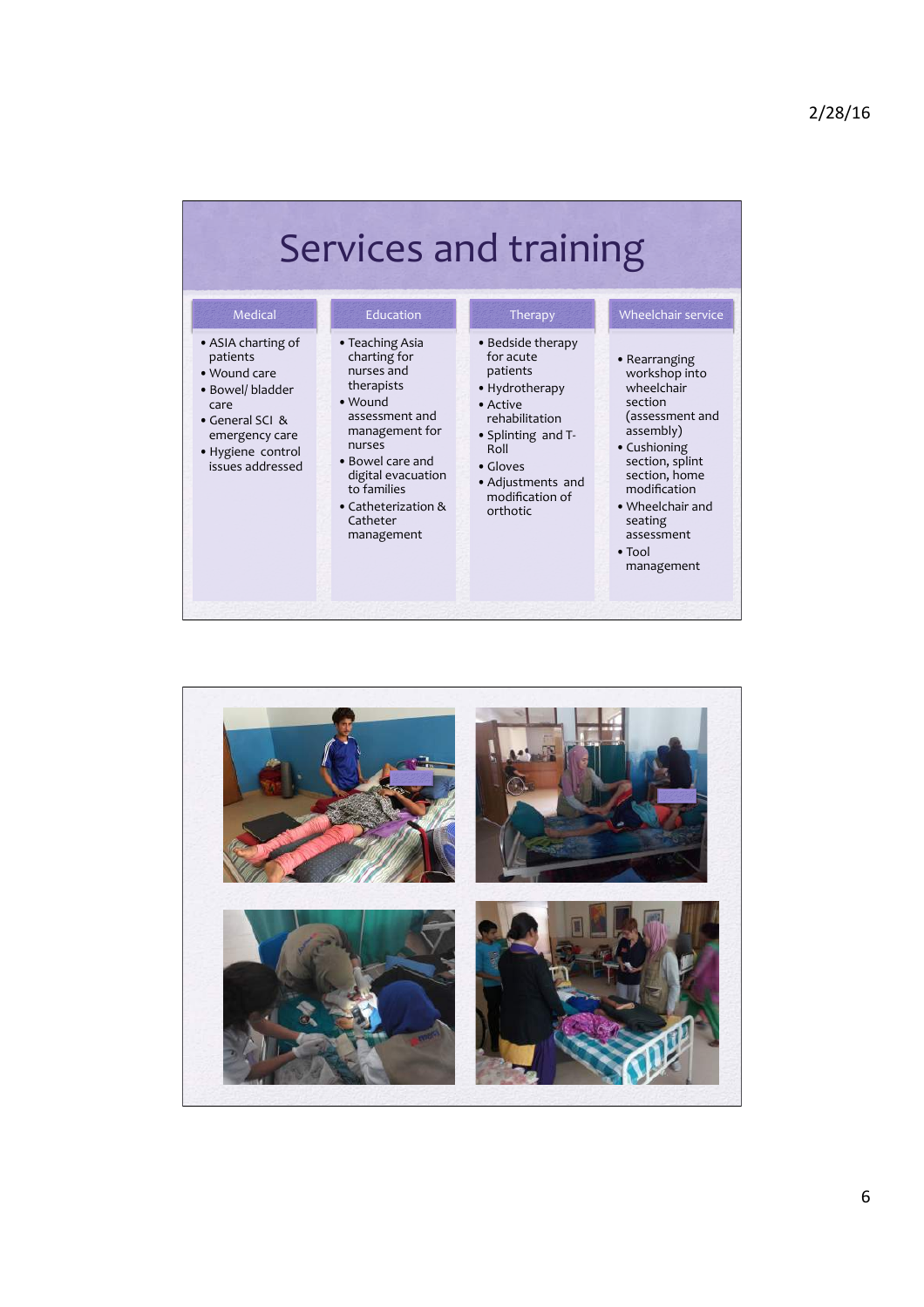# Services and training

## Medical

- ASIA charting of patients
- Wound care
- Bowel/ bladder care
- General SCI & emergency care
- Hygiene control issues addressed

## Education

- Teaching Asia charting for nurses and therapists
- Wound assessment and management for nurses
- Bowel care and digital evacuation to families
- Catheterization & Catheter management

## Therapy

- Bedside therapy for acute patients
- Hydrotherapy
- Active rehabilitation
- Splinting and T-Roll
- Gloves
- Adjustments and modification of orthotic

## Wheelchair service

- Rearranging workshop into wheelchair section (assessment and assembly)
- Cushioning section, splint section, home modification
- Wheelchair and seating assessment
- Tool management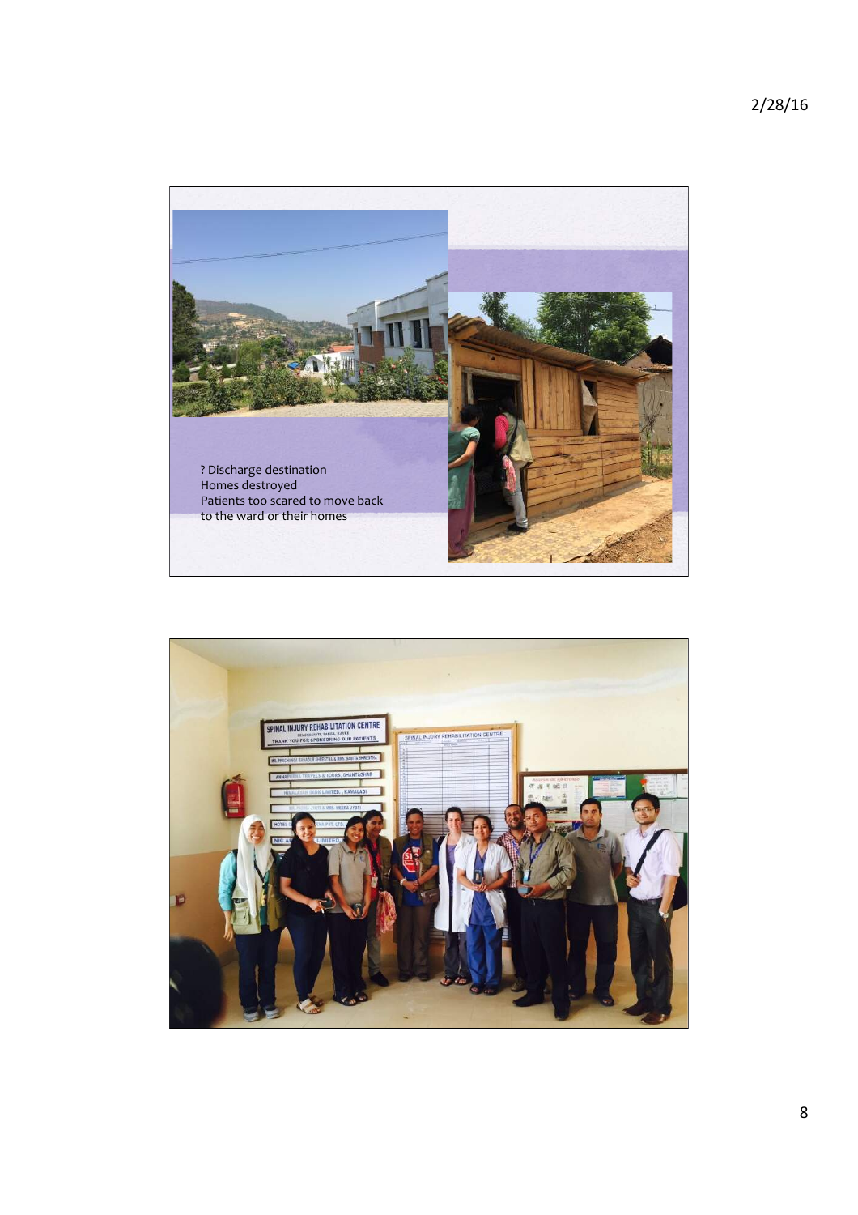? Discharge destination
Homes destroyed
Patients too scared to move back to the ward or their homes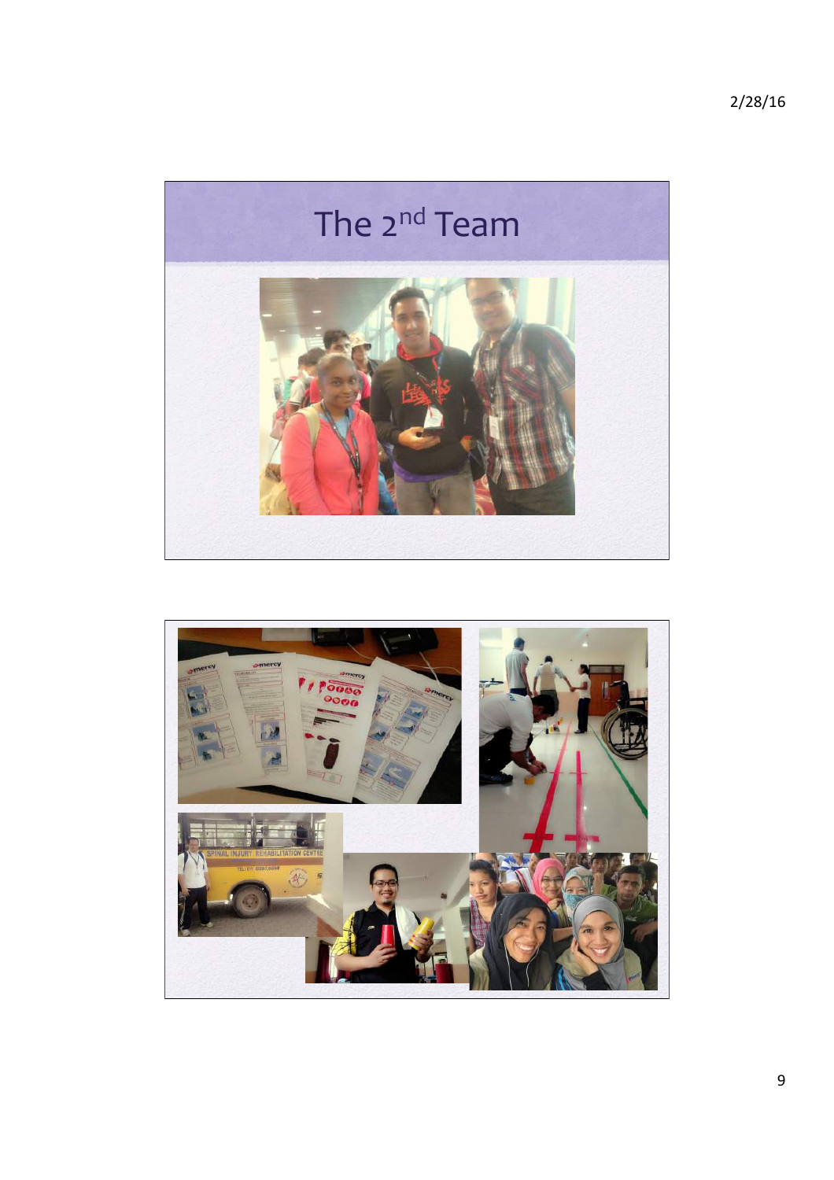# The 2nd Team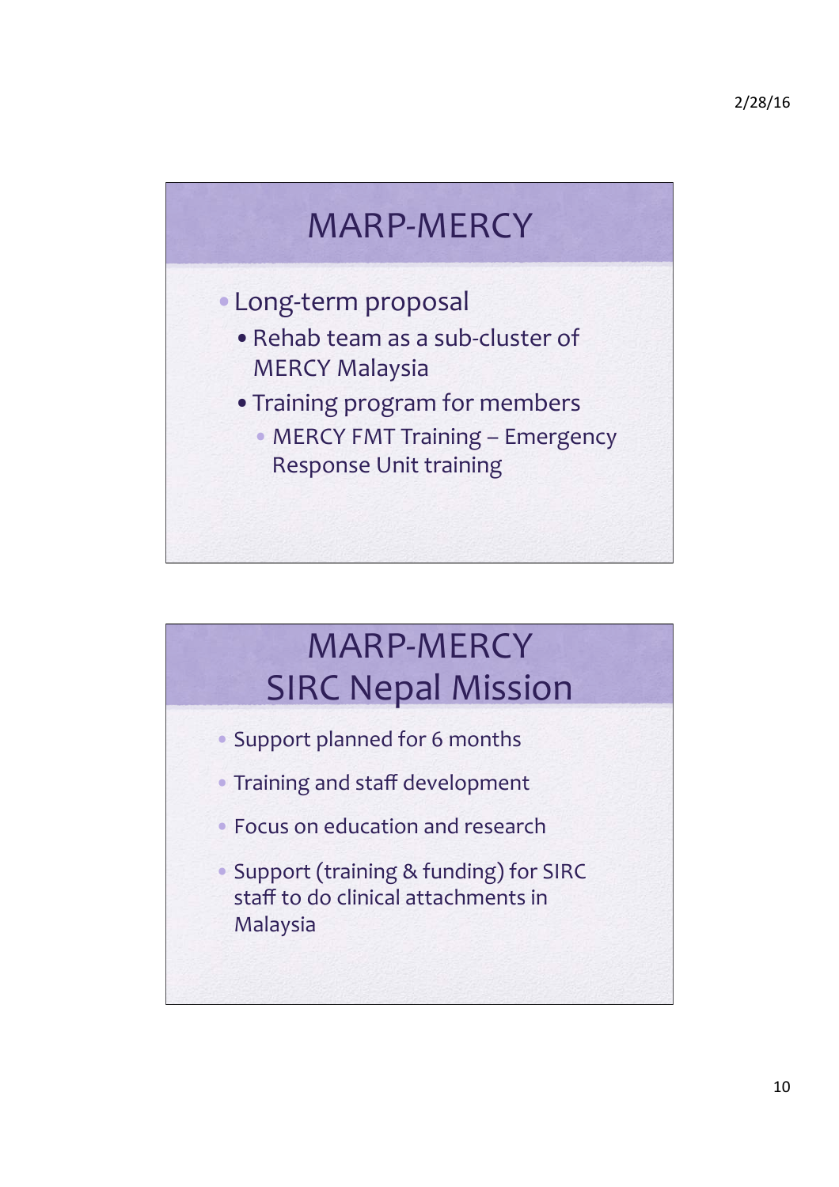# MARP-MERCY

- Long-term proposal
  - Rehab team as a sub-cluster of MERCY Malaysia
  - Training program for members
    - MERCY FMT Training – Emergency Response Unit training

# MARP-MERCY SIRC Nepal Mission

- Support planned for 6 months
- Training and staff development
- Focus on education and research
- Support (training & funding) for SIRC staff to do clinical attachments in Malaysia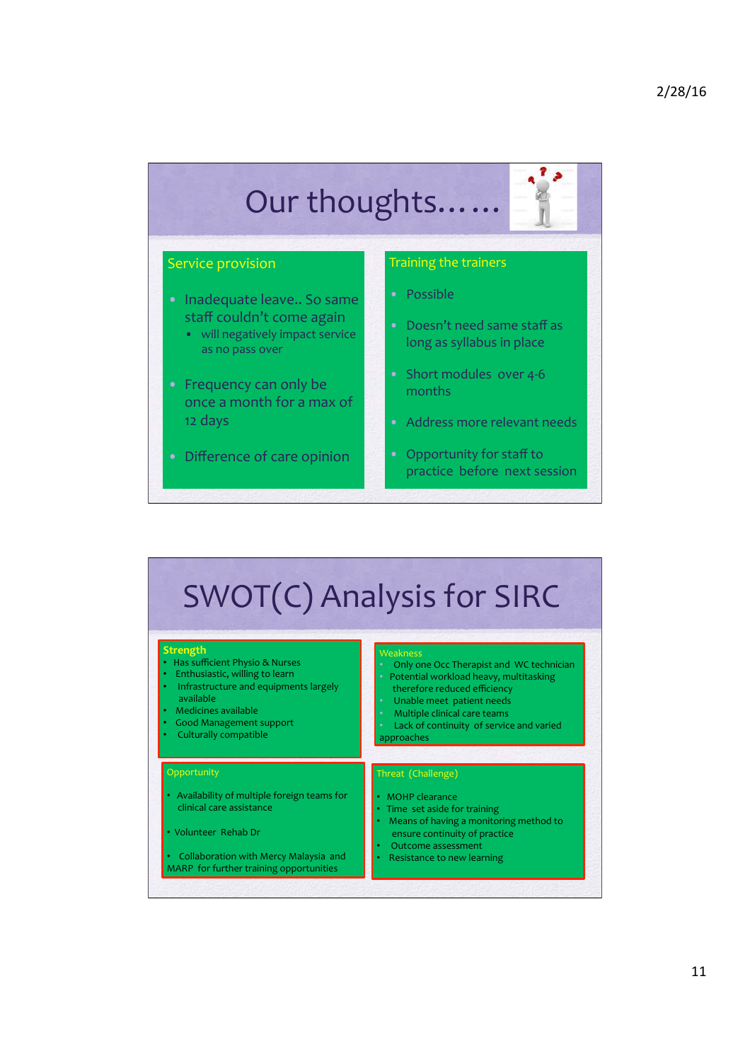# Our thoughts……

## Service provision

- Inadequate leave.. So same staff couldn't come again
  - will negatively impact service as no pass over
- Frequency can only be once a month for a max of 12 days
- Difference of care opinion

## Training the trainers

- Possible
- Doesn't need same staff as long as syllabus in place
- Short modules over 4-6 months
- Address more relevant needs
- Opportunity for staff to practice before next session

# SWOT(C) Analysis for SIRC

## Strength

- Has sufficient Physio & Nurses
- Enthusiastic, willing to learn
- Infrastructure and equipments largely available
- Medicines available
- Good Management support
- Culturally compatible

## Weakness

- Only one Occ Therapist and WC technician
- Potential workload heavy, multitasking therefore reduced efficiency
- Unable meet patient needs
- Multiple clinical care teams
- Lack of continuity of service and varied approaches

## Opportunity

- Availability of multiple foreign teams for clinical care assistance
- Volunteer Rehab Dr
- Collaboration with Mercy Malaysia and MARP for further training opportunities

## Threat (Challenge)

- MOHP clearance
- Time set aside for training
- Means of having a monitoring method to ensure continuity of practice
- Outcome assessment
- Resistance to new learning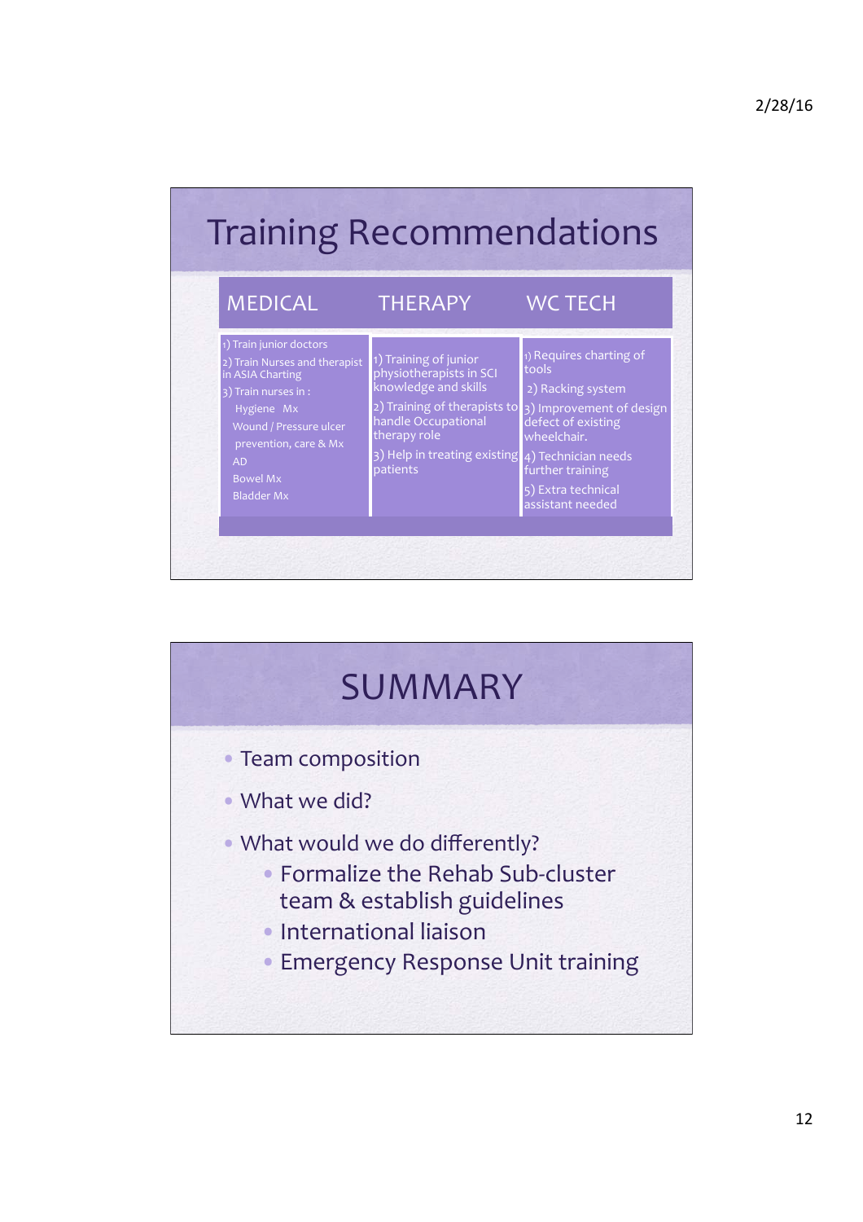# Training Recommendations

| MEDICAL | THERAPY | WC TECH |
| --- | --- | --- |
| 1) Train junior doctors<br>2) Train Nurses and therapist in ASIA Charting<br>3) Train nurses in :<br>Hygiene Mx<br>Wound / Pressure ulcer prevention, care & Mx<br>AD<br>Bowel Mx<br>Bladder Mx | 1) Training of junior physiotherapists in SCI knowledge and skills<br>2) Training of therapists to handle Occupational therapy role<br>3) Help in treating existing patients | 1) Requires charting of tools<br>2) Racking system<br>3) Improvement of design defect of existing wheelchair.<br>4) Technician needs further training<br>5) Extra technical assistant needed |

# SUMMARY

- Team composition
- What we did?
- What would we do differently?
  - Formalize the Rehab Sub-cluster team & establish guidelines
  - International liaison
  - Emergency Response Unit training